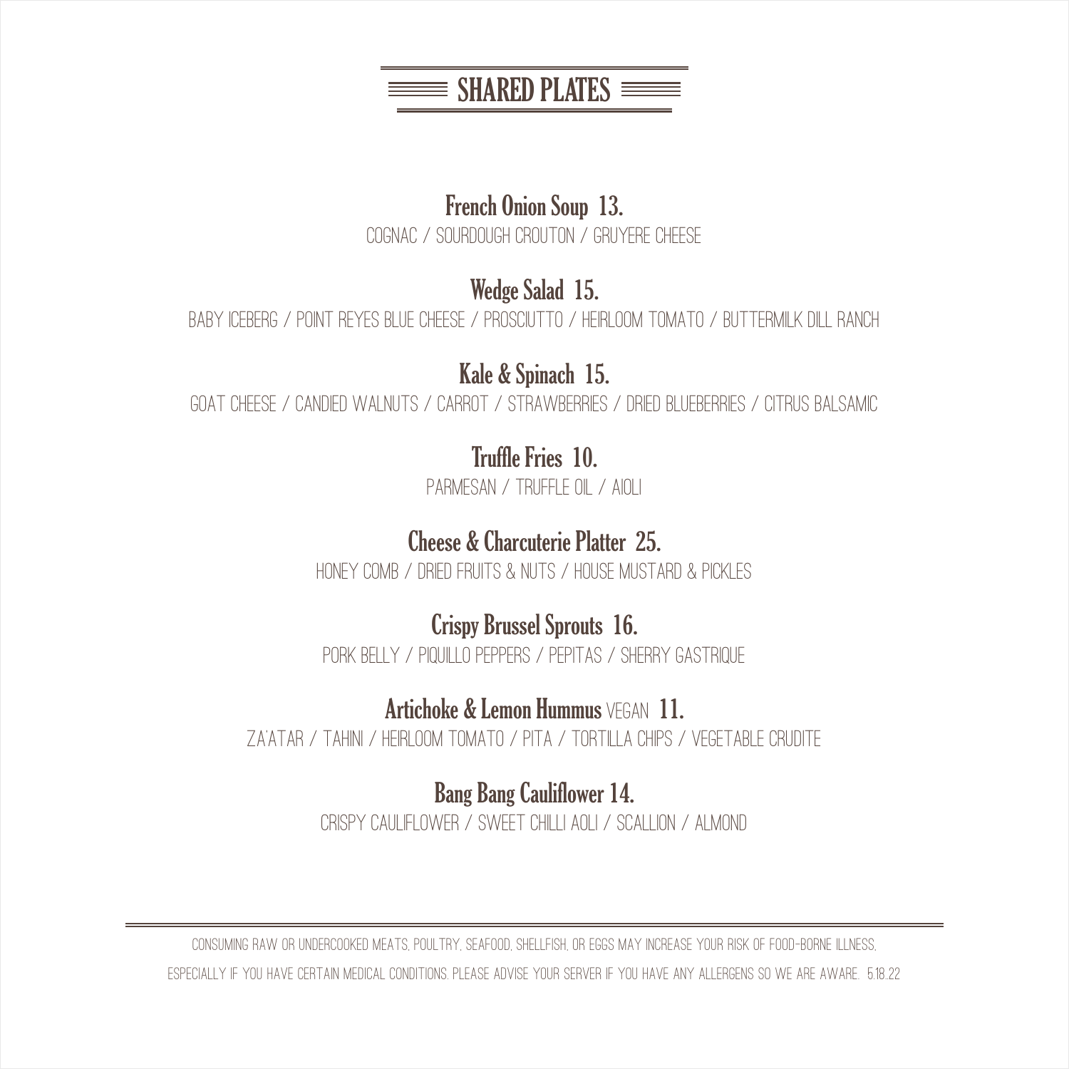# SHARED PLATES

## French Onion Soup 13.

COGNAC / SOURDOUGH CROUTON / GRUYERE CHEESE

## Wedge Salad 15.

BABY ICEBERG / POINT REYES BLUE CHEESE / PROSCIUTTO / HEIRLOOM TOMATO / BUTTERMILK DILL RANCH

## Kale & Spinach 15.

GOAT CHEESE / CANDIED WALNUTS / CARROT / STRAWBERRIES / DRIED BLUEBERRIES / CITRUS BALSAMIC

## Truffle Fries 10.

PARMESAN / TRUFFLE OIL / AIOLI

## Cheese & Charcuterie Platter 25.

HONEY COMB / DRIED FRUITS & NUTS / HOUSE MUSTARD & PICKLES

## Crispy Brussel Sprouts 16.

PORK BELLY / PIQUILLO PEPPERS / PEPITAS / SHERRY GASTRIQUE

## Artichoke & Lemon Hummus VEGAN 11.

ZA'ATAR / TAHINI / HEIRLOOM TOMATO / PITA / TORTILLA CHIPS / VEGETABLE CRUDITE

## Bang Bang Cauliflower 14.

CRISPY CAULIFLOWER / SWEET CHILLI AOLI / SCALLION / ALMOND

---

CONSUMING RAW OR UNDERCOOKED MEATS, POULTRY, SEAFOOD, SHELLFISH, OR EGGS MAY INCREASE YOUR RISK OF FOOD-BORNE ILLNESS, ESPECIALLY IF YOU HAVE CERTAIN MEDICAL CONDITIONS. PLEASE ADVISE YOUR SERVER IF YOU HAVE ANY ALLERGENS SO WE ARE AWARE. 5.18.22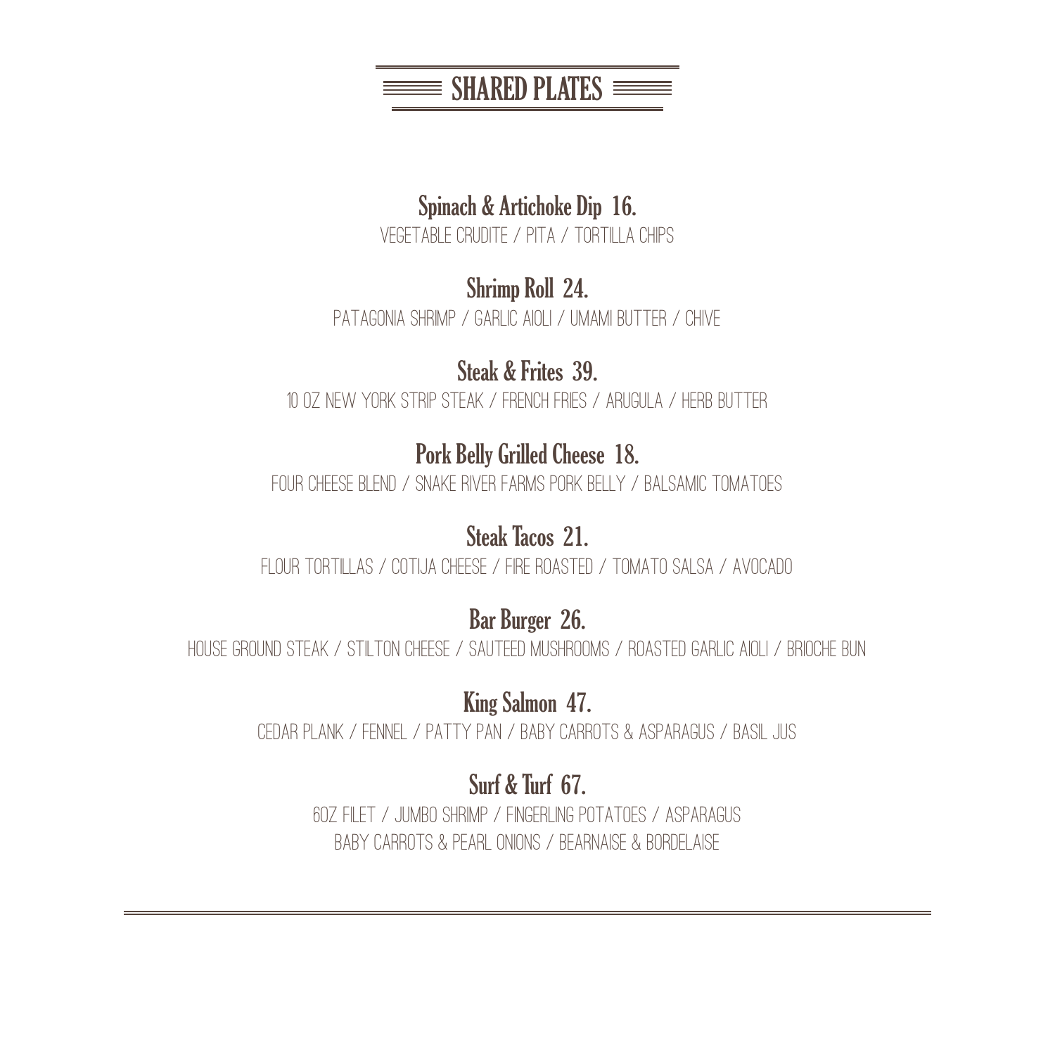# SHARED PLATES

### Spinach & Artichoke Dip 16.

VEGETABLE CRUDITE / PITA / TORTILLA CHIPS

### Shrimp Roll 24.

PATAGONIA SHRIMP / GARLIC AIOLI / UMAMI BUTTER / CHIVE

### Steak & Frites 39.

10 OZ NEW YORK STRIP STEAK / FRENCH FRIES / ARUGULA / HERB BUTTER

### Pork Belly Grilled Cheese 18.

FOUR CHEESE BLEND / SNAKE RIVER FARMS PORK BELLY / BALSAMIC TOMATOES

### Steak Tacos 21.

FLOUR TORTILLAS / COTIJA CHEESE / FIRE ROASTED / TOMATO SALSA / AVOCADO

### Bar Burger 26.

HOUSE GROUND STEAK / STILTON CHEESE / SAUTEED MUSHROOMS / ROASTED GARLIC AIOLI / BRIOCHE BUN

### King Salmon 47.

CEDAR PLANK / FENNEL / PATTY PAN / BABY CARROTS & ASPARAGUS / BASIL JUS

### Surf & Turf 67.

6OZ FILET / JUMBO SHRIMP / FINGERLING POTATOES / ASPARAGUS
BABY CARROTS & PEARL ONIONS / BEARNAISE & BORDELAISE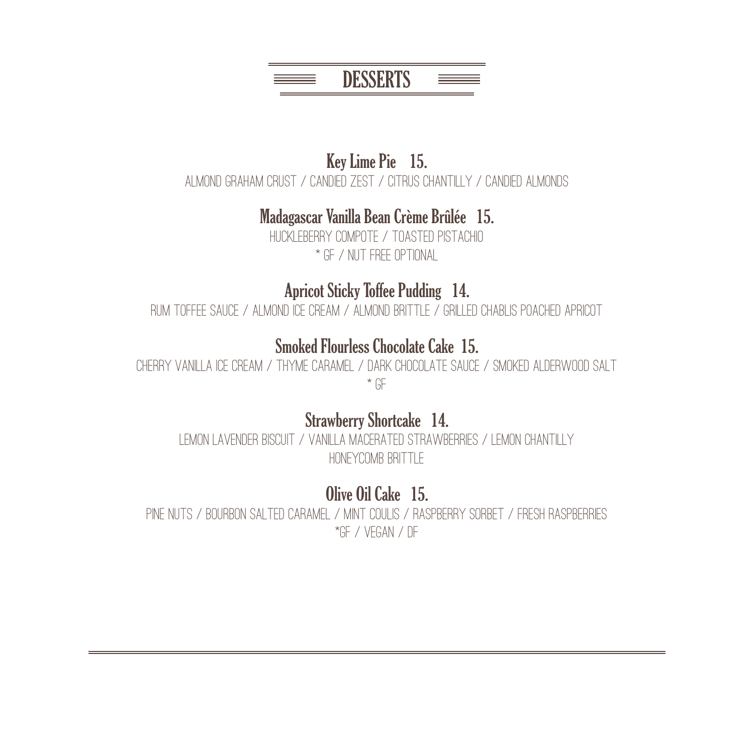# DESSERTS

## Key Lime Pie 15.

ALMOND GRAHAM CRUST / CANDIED ZEST / CITRUS CHANTILLY / CANDIED ALMONDS

## Madagascar Vanilla Bean Crème Brûlée 15.

HUCKLEBERRY COMPOTE / TOASTED PISTACHIO

* GF / NUT FREE OPTIONAL

## Apricot Sticky Toffee Pudding 14.

RUM TOFFEE SAUCE / ALMOND ICE CREAM / ALMOND BRITTLE / GRILLED CHABLIS POACHED APRICOT

## Smoked Flourless Chocolate Cake 15.

CHERRY VANILLA ICE CREAM / THYME CARAMEL / DARK CHOCOLATE SAUCE / SMOKED ALDERWOOD SALT

* GF

## Strawberry Shortcake 14.

LEMON LAVENDER BISCUIT / VANILLA MACERATED STRAWBERRIES / LEMON CHANTILLY
HONEYCOMB BRITTLE

## Olive Oil Cake 15.

PINE NUTS / BOURBON SALTED CARAMEL / MINT COULIS / RASPBERRY SORBET / FRESH RASPBERRIES

*GF / VEGAN / DF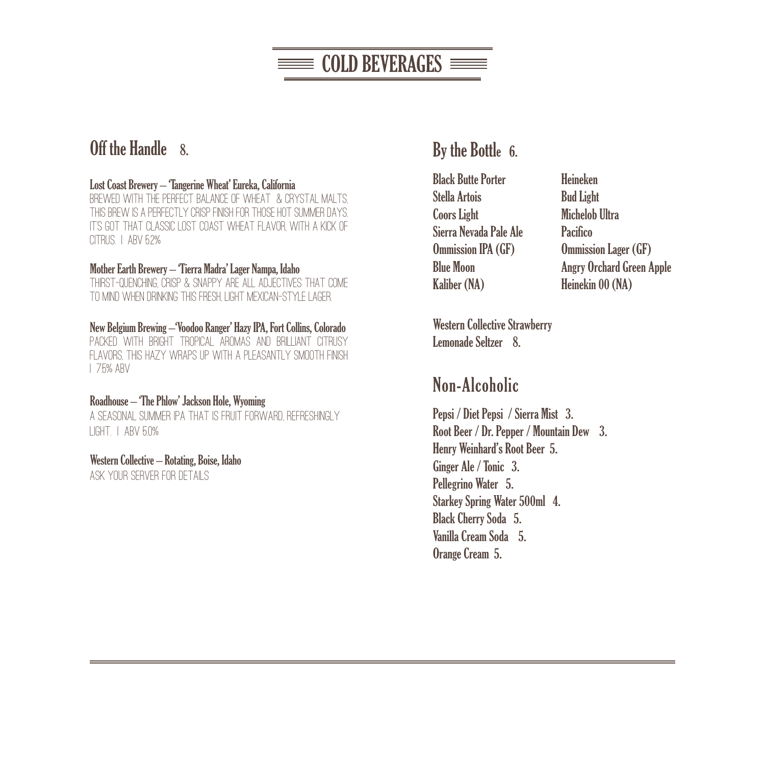# COLD BEVERAGES

## Off the Handle 8.

**Lost Coast Brewery – 'Tangerine Wheat' Eureka, California**
BREWED WITH THE PERFECT BALANCE OF WHEAT & CRYSTAL MALTS, THIS BREW IS A PERFECTLY CRISP FINISH FOR THOSE HOT SUMMER DAYS. IT'S GOT THAT CLASSIC LOST COAST WHEAT FLAVOR, WITH A KICK OF CITRUS. | ABV 5.2%

**Mother Earth Brewery – 'Tierra Madra' Lager Nampa, Idaho**
THIRST-QUENCHING, CRISP & SNAPPY ARE ALL ADJECTIVES THAT COME TO MIND WHEN DRINKING THIS FRESH, LIGHT MEXICAN-STYLE LAGER.

**New Belgium Brewing –'Voodoo Ranger' Hazy IPA, Fort Collins, Colorado**
PACKED WITH BRIGHT TROPICAL AROMAS AND BRILLIANT CITRUSY FLAVORS, THIS HAZY WRAPS UP WITH A PLEASANTLY SMOOTH FINISH | 7.5% ABV

**Roadhouse – 'The Phlow' Jackson Hole, Wyoming**
A SEASONAL SUMMER IPA THAT IS FRUIT FORWARD, REFRESHINGLY LIGHT. | ABV 5.0%

**Western Collective – Rotating, Boise, Idaho**
ASK YOUR SERVER FOR DETAILS

## By the Bottle 6.

- Black Butte Porter
- Stella Artois
- Coors Light
- Sierra Nevada Pale Ale
- Ommission IPA (GF)
- Blue Moon
- Kaliber (NA)
- Heineken
- Bud Light
- Michelob Ultra
- Pacifico
- Ommission Lager (GF)
- Angry Orchard Green Apple
- Heinekin 00 (NA)

**Western Collective Strawberry Lemonade Seltzer 8.**

## Non-Alcoholic

- Pepsi / Diet Pepsi / Sierra Mist 3.
- Root Beer / Dr. Pepper / Mountain Dew 3.
- Henry Weinhard's Root Beer 5.
- Ginger Ale / Tonic 3.
- Pellegrino Water 5.
- Starkey Spring Water 500ml 4.
- Black Cherry Soda 5.
- Vanilla Cream Soda 5.
- Orange Cream 5.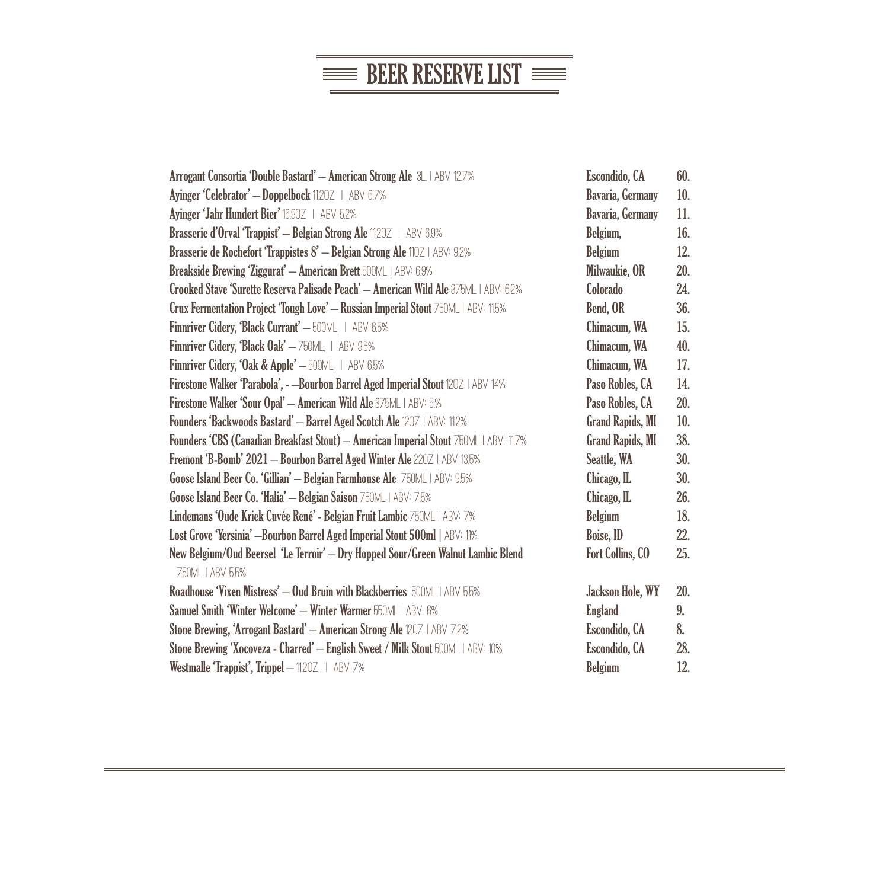# BEER RESERVE LIST

| | | |
|---|---|---|
| **Arrogant Consortia 'Double Bastard' – American Strong Ale** 3L \| ABV 12.7% | **Escondido, CA** | **60.** |
| **Ayinger 'Celebrator' – Doppelbock** 11.2OZ \| ABV 6.7% | **Bavaria, Germany** | **10.** |
| **Ayinger 'Jahr Hundert Bier'** 16.9OZ \| ABV 5.2% | **Bavaria, Germany** | **11.** |
| **Brasserie d'Orval 'Trappist' – Belgian Strong Ale** 11.2OZ \| ABV 6.9% | **Belgium,** | **16.** |
| **Brasserie de Rochefort 'Trappistes 8' – Belgian Strong Ale** 11OZ \| ABV: 9.2% | **Belgium** | **12.** |
| **Breakside Brewing 'Ziggurat' – American Brett** 500ML \| ABV: 6.9% | **Milwaukie, OR** | **20.** |
| **Crooked Stave 'Surette Reserva Palisade Peach' – American Wild Ale** 375ML \| ABV: 6.2% | **Colorado** | **24.** |
| **Crux Fermentation Project 'Tough Love' – Russian Imperial Stout** 750ML \| ABV: 11.5% | **Bend, OR** | **36.** |
| **Finnriver Cidery, 'Black Currant'** – 500ML. \| ABV 6.5% | **Chimacum, WA** | **15.** |
| **Finnriver Cidery, 'Black Oak'** – 750ML. \| ABV 9.5% | **Chimacum, WA** | **40.** |
| **Finnriver Cidery, 'Oak & Apple'** – 500ML. \| ABV 6.5% | **Chimacum, WA** | **17.** |
| **Firestone Walker 'Parabola', - –Bourbon Barrel Aged Imperial Stout** 12OZ \| ABV 14% | **Paso Robles, CA** | **14.** |
| **Firestone Walker 'Sour Opal' – American Wild Ale** 375ML \| ABV: 5.% | **Paso Robles, CA** | **20.** |
| **Founders 'Backwoods Bastard' – Barrel Aged Scotch Ale** 12OZ \| ABV: 11.2% | **Grand Rapids, MI** | **10.** |
| **Founders 'CBS (Canadian Breakfast Stout) – American Imperial Stout** 750ML \| ABV: 11.7% | **Grand Rapids, MI** | **38.** |
| **Fremont 'B-Bomb' 2021 – Bourbon Barrel Aged Winter Ale** 22OZ \| ABV 13.5% | **Seattle, WA** | **30.** |
| **Goose Island Beer Co. 'Gillian' – Belgian Farmhouse Ale** 750ML \| ABV: 9.5% | **Chicago, IL** | **30.** |
| **Goose Island Beer Co. 'Halia' – Belgian Saison** 750ML \| ABV: 7.5% | **Chicago, IL** | **26.** |
| **Lindemans 'Oude Kriek Cuvée René' - Belgian Fruit Lambic** 750ML \| ABV: 7% | **Belgium** | **18.** |
| **Lost Grove 'Yersinia' –Bourbon Barrel Aged Imperial Stout 500ml \|** ABV: 11% | **Boise, ID** | **22.** |
| **New Belgium/Oud Beersel 'Le Terroir' – Dry Hopped Sour/Green Walnut Lambic Blend** 750ML \| ABV 5.5% | **Fort Collins, CO** | **25.** |
| **Roadhouse 'Vixen Mistress' – Oud Bruin with Blackberries** 500ML \| ABV 5.5% | **Jackson Hole, WY** | **20.** |
| **Samuel Smith 'Winter Welcome' – Winter Warmer** 550ML \| ABV: 6% | **England** | **9.** |
| **Stone Brewing, 'Arrogant Bastard' – American Strong Ale** 12OZ \| ABV 7.2% | **Escondido, CA** | **8.** |
| **Stone Brewing 'Xocoveza - Charred' – English Sweet / Milk Stout** 500ML \| ABV: 10% | **Escondido, CA** | **28.** |
| **Westmalle 'Trappist', Trippel** – 11.2OZ. \| ABV 7% | **Belgium** | **12.** |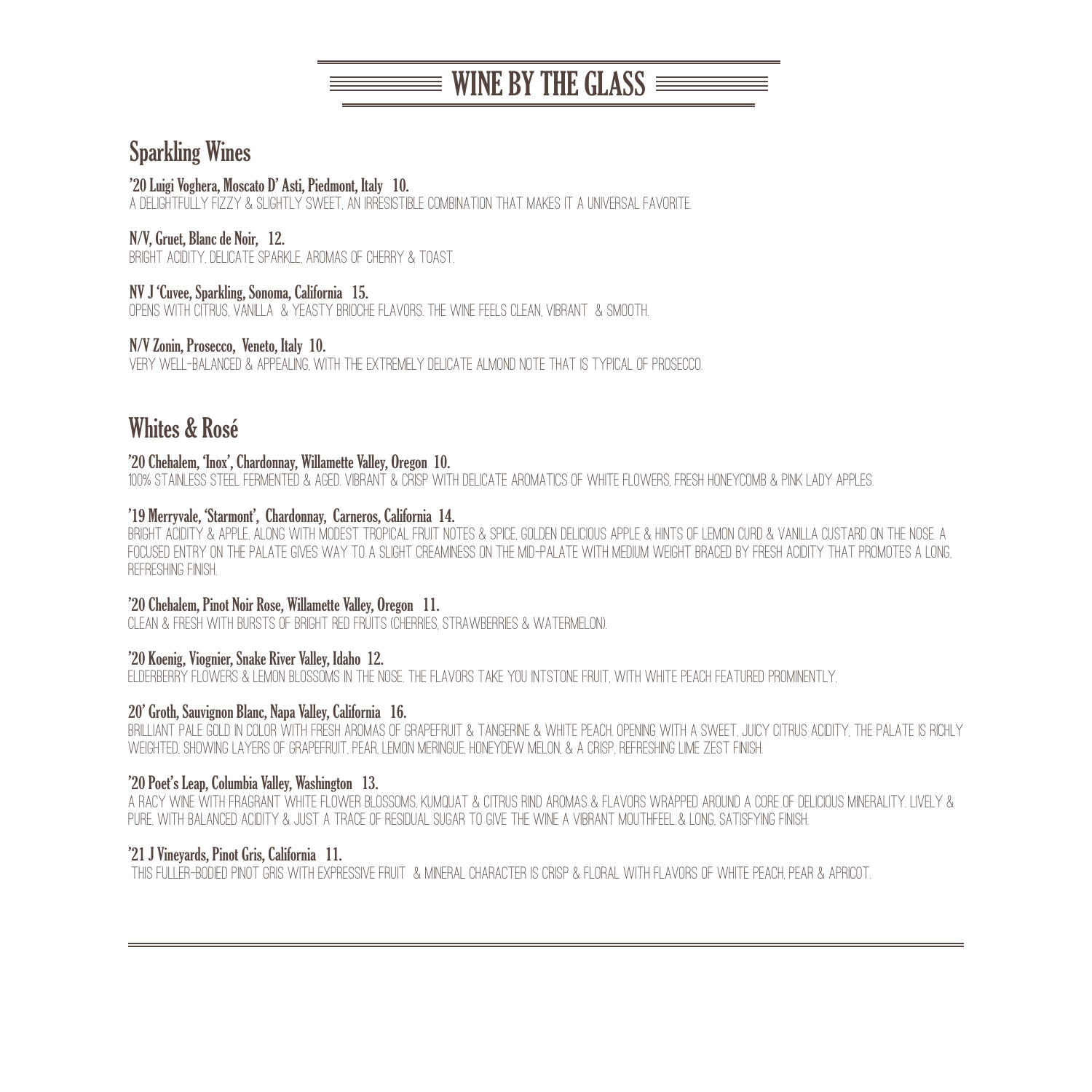# WINE BY THE GLASS

## Sparkling Wines

**'20 Luigi Voghera, Moscato D' Asti, Piedmont, Italy 10.**
A DELIGHTFULLY FIZZY & SLIGHTLY SWEET, AN IRRESISTIBLE COMBINATION THAT MAKES IT A UNIVERSAL FAVORITE.

**N/V, Gruet, Blanc de Noir, 12.**
BRIGHT ACIDITY, DELICATE SPARKLE, AROMAS OF CHERRY & TOAST.

**NV J 'Cuvee, Sparkling, Sonoma, California 15.**
OPENS WITH CITRUS, VANILLA & YEASTY BRIOCHE FLAVORS. THE WINE FEELS CLEAN, VIBRANT & SMOOTH.

**N/V Zonin, Prosecco, Veneto, Italy 10.**
VERY WELL-BALANCED & APPEALING, WITH THE EXTREMELY DELICATE ALMOND NOTE THAT IS TYPICAL OF PROSECCO.

## Whites & Rosé

**'20 Chehalem, 'Inox', Chardonnay, Willamette Valley, Oregon 10.**
100% STAINLESS STEEL FERMENTED & AGED. VIBRANT & CRISP WITH DELICATE AROMATICS OF WHITE FLOWERS, FRESH HONEYCOMB & PINK LADY APPLES.

**'19 Merryvale, 'Starmont', Chardonnay, Carneros, California 14.**
BRIGHT ACIDITY & APPLE, ALONG WITH MODEST TROPICAL FRUIT NOTES & SPICE, GOLDEN DELICIOUS APPLE & HINTS OF LEMON CURD & VANILLA CUSTARD ON THE NOSE. A FOCUSED ENTRY ON THE PALATE GIVES WAY TO A SLIGHT CREAMINESS ON THE MID-PALATE WITH MEDIUM WEIGHT BRACED BY FRESH ACIDITY THAT PROMOTES A LONG, REFRESHING FINISH.

**'20 Chehalem, Pinot Noir Rose, Willamette Valley, Oregon 11.**
CLEAN & FRESH WITH BURSTS OF BRIGHT RED FRUITS (CHERRIES, STRAWBERRIES & WATERMELON).

**'20 Koenig, Viognier, Snake River Valley, Idaho 12.**
ELDERBERRY FLOWERS & LEMON BLOSSOMS IN THE NOSE. THE FLAVORS TAKE YOU INTSTONE FRUIT, WITH WHITE PEACH FEATURED PROMINENTLY.

**20' Groth, Sauvignon Blanc, Napa Valley, California 16.**
BRILLIANT PALE GOLD IN COLOR WITH FRESH AROMAS OF GRAPEFRUIT & TANGERINE & WHITE PEACH. OPENING WITH A SWEET, JUICY CITRUS ACIDITY, THE PALATE IS RICHLY WEIGHTED, SHOWING LAYERS OF GRAPEFRUIT, PEAR, LEMON MERINGUE, HONEYDEW MELON, & A CRISP, REFRESHING LIME ZEST FINISH.

**'20 Poet's Leap, Columbia Valley, Washington 13.**
A RACY WINE WITH FRAGRANT WHITE FLOWER BLOSSOMS, KUMQUAT & CITRUS RIND AROMAS & FLAVORS WRAPPED AROUND A CORE OF DELICIOUS MINERALITY. LIVELY & PURE, WITH BALANCED ACIDITY & JUST A TRACE OF RESIDUAL SUGAR TO GIVE THE WINE A VIBRANT MOUTHFEEL & LONG, SATISFYING FINISH.

**'21 J Vineyards, Pinot Gris, California 11.**
THIS FULLER-BODIED PINOT GRIS WITH EXPRESSIVE FRUIT & MINERAL CHARACTER IS CRISP & FLORAL WITH FLAVORS OF WHITE PEACH, PEAR & APRICOT.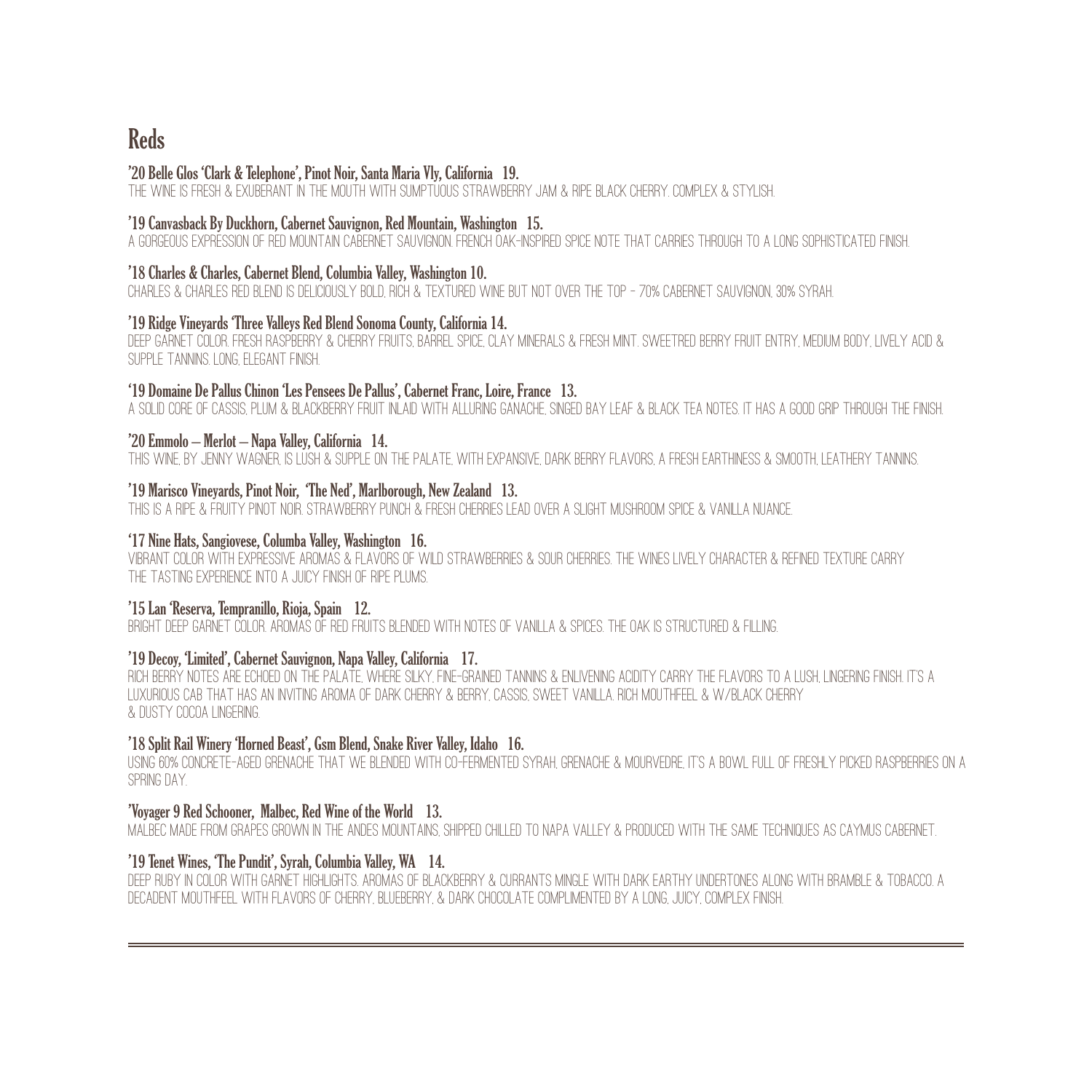# Reds

**'20 Belle Glos 'Clark & Telephone', Pinot Noir, Santa Maria Vly, California 19.**

THE WINE IS FRESH & EXUBERANT IN THE MOUTH WITH SUMPTUOUS STRAWBERRY JAM & RIPE BLACK CHERRY. COMPLEX & STYLISH.

**'19 Canvasback By Duckhorn, Cabernet Sauvignon, Red Mountain, Washington 15.**

A GORGEOUS EXPRESSION OF RED MOUNTAIN CABERNET SAUVIGNON. FRENCH OAK-INSPIRED SPICE NOTE THAT CARRIES THROUGH TO A LONG SOPHISTICATED FINISH.

**'18 Charles & Charles, Cabernet Blend, Columbia Valley, Washington 10.**

CHARLES & CHARLES RED BLEND IS DELICIOUSLY BOLD, RICH & TEXTURED WINE BUT NOT OVER THE TOP - 70% CABERNET SAUVIGNON, 30% SYRAH.

**'19 Ridge Vineyards 'Three Valleys Red Blend Sonoma County, California 14.**

DEEP GARNET COLOR. FRESH RASPBERRY & CHERRY FRUITS, BARREL SPICE, CLAY MINERALS & FRESH MINT. SWEETRED BERRY FRUIT ENTRY, MEDIUM BODY, LIVELY ACID & SUPPLE TANNINS. LONG, ELEGANT FINISH.

**'19 Domaine De Pallus Chinon 'Les Pensees De Pallus', Cabernet Franc, Loire, France 13.**

A SOLID CORE OF CASSIS, PLUM & BLACKBERRY FRUIT INLAID WITH ALLURING GANACHE, SINGED BAY LEAF & BLACK TEA NOTES. IT HAS A GOOD GRIP THROUGH THE FINISH.

**'20 Emmolo – Merlot – Napa Valley, California 14.**

THIS WINE, BY JENNY WAGNER, IS LUSH & SUPPLE ON THE PALATE, WITH EXPANSIVE, DARK BERRY FLAVORS, A FRESH EARTHINESS & SMOOTH, LEATHERY TANNINS.

**'19 Marisco Vineyards, Pinot Noir, 'The Ned', Marlborough, New Zealand 13.**

THIS IS A RIPE & FRUITY PINOT NOIR. STRAWBERRY PUNCH & FRESH CHERRIES LEAD OVER A SLIGHT MUSHROOM SPICE & VANILLA NUANCE.

**'17 Nine Hats, Sangiovese, Columba Valley, Washington 16.**

VIBRANT COLOR WITH EXPRESSIVE AROMAS & FLAVORS OF WILD STRAWBERRIES & SOUR CHERRIES. THE WINES LIVELY CHARACTER & REFINED TEXTURE CARRY THE TASTING EXPERIENCE INTO A JUICY FINISH OF RIPE PLUMS.

**'15 Lan 'Reserva, Tempranillo, Rioja, Spain 12.**

BRIGHT DEEP GARNET COLOR. AROMAS OF RED FRUITS BLENDED WITH NOTES OF VANILLA & SPICES. THE OAK IS STRUCTURED & FILLING.

**'19 Decoy, 'Limited', Cabernet Sauvignon, Napa Valley, California 17.**

RICH BERRY NOTES ARE ECHOED ON THE PALATE, WHERE SILKY, FINE-GRAINED TANNINS & ENLIVENING ACIDITY CARRY THE FLAVORS TO A LUSH, LINGERING FINISH. IT'S A LUXURIOUS CAB THAT HAS AN INVITING AROMA OF DARK CHERRY & BERRY, CASSIS, SWEET VANILLA. RICH MOUTHFEEL & W/BLACK CHERRY & DUSTY COCOA LINGERING.

**'18 Split Rail Winery 'Horned Beast', Gsm Blend, Snake River Valley, Idaho 16.**

USING 60% CONCRETE-AGED GRENACHE THAT WE BLENDED WITH CO-FERMENTED SYRAH, GRENACHE & MOURVEDRE, IT'S A BOWL FULL OF FRESHLY PICKED RASPBERRIES ON A SPRING DAY.

**'Voyager 9 Red Schooner, Malbec, Red Wine of the World 13.**

MALBEC MADE FROM GRAPES GROWN IN THE ANDES MOUNTAINS, SHIPPED CHILLED TO NAPA VALLEY & PRODUCED WITH THE SAME TECHNIQUES AS CAYMUS CABERNET.

**'19 Tenet Wines, 'The Pundit', Syrah, Columbia Valley, WA 14.**

DEEP RUBY IN COLOR WITH GARNET HIGHLIGHTS. AROMAS OF BLACKBERRY & CURRANTS MINGLE WITH DARK EARTHY UNDERTONES ALONG WITH BRAMBLE & TOBACCO. A DECADENT MOUTHFEEL WITH FLAVORS OF CHERRY, BLUEBERRY, & DARK CHOCOLATE COMPLIMENTED BY A LONG, JUICY, COMPLEX FINISH.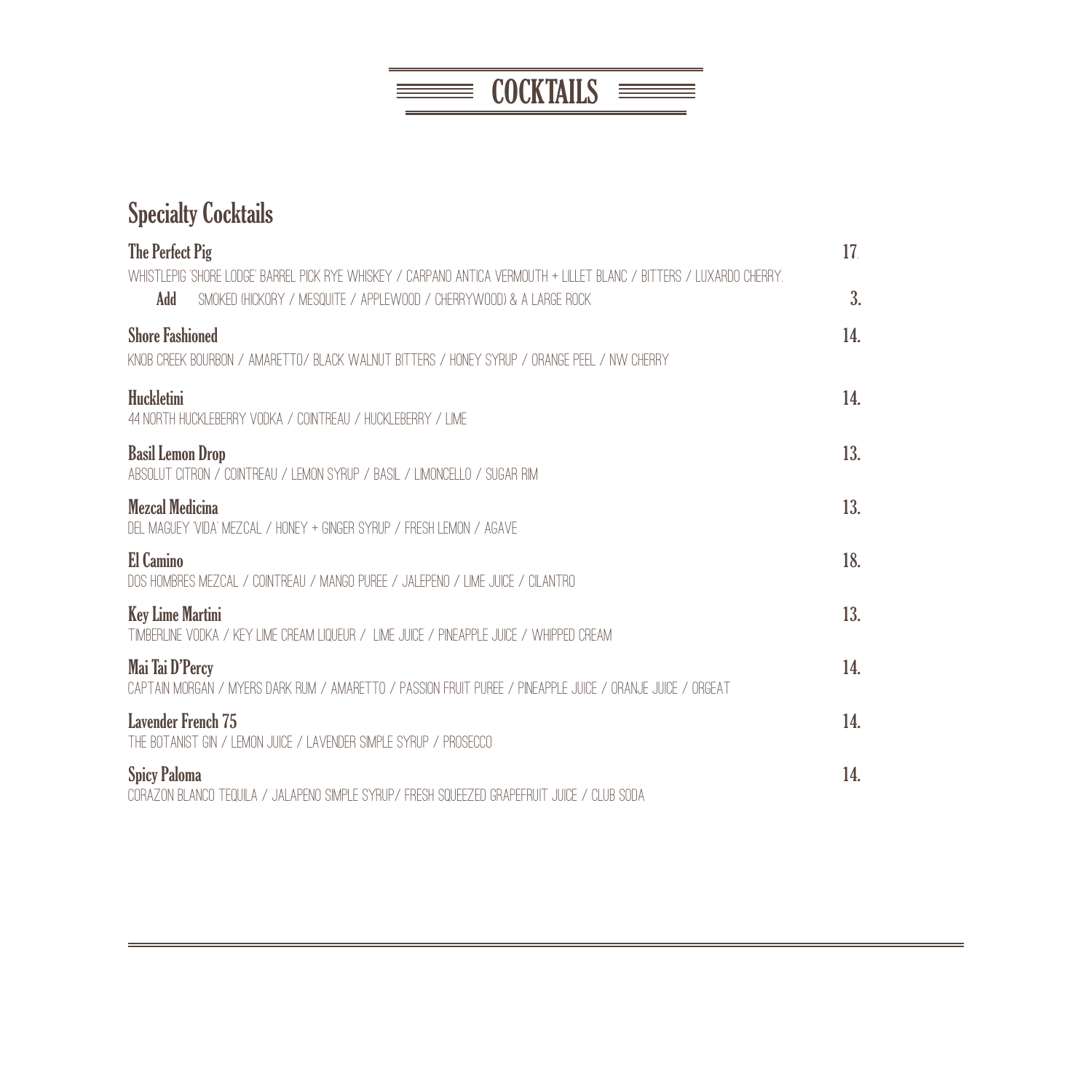# COCKTAILS

## Specialty Cocktails

**The Perfect Pig** 17.
WHISTLEPIG 'SHORE LODGE' BARREL PICK RYE WHISKEY / CARPANO ANTICA VERMOUTH + LILLET BLANC / BITTERS / LUXARDO CHERRY.
**Add** SMOKED (HICKORY / MESQUITE / APPLEWOOD / CHERRYWOOD) & A LARGE ROCK 3.

**Shore Fashioned** 14.
KNOB CREEK BOURBON / AMARETTO/ BLACK WALNUT BITTERS / HONEY SYRUP / ORANGE PEEL / NW CHERRY

**Huckletini** 14.
44 NORTH HUCKLEBERRY VODKA / COINTREAU / HUCKLEBERRY / LIME

**Basil Lemon Drop** 13.
ABSOLUT CITRON / COINTREAU / LEMON SYRUP / BASIL / LIMONCELLO / SUGAR RIM

**Mezcal Medicina** 13.
DEL MAGUEY 'VIDA' MEZCAL / HONEY + GINGER SYRUP / FRESH LEMON / AGAVE

**El Camino** 18.
DOS HOMBRES MEZCAL / COINTREAU / MANGO PUREE / JALEPENO / LIME JUICE / CILANTRO

**Key Lime Martini** 13.
TIMBERLINE VODKA / KEY LIME CREAM LIQUEUR / LIME JUICE / PINEAPPLE JUICE / WHIPPED CREAM

**Mai Tai D'Percy** 14.
CAPTAIN MORGAN / MYERS DARK RUM / AMARETTO / PASSION FRUIT PUREE / PINEAPPLE JUICE / ORANJE JUICE / ORGEAT

**Lavender French 75** 14.
THE BOTANIST GIN / LEMON JUICE / LAVENDER SIMPLE SYRUP / PROSECCO

**Spicy Paloma** 14.
CORAZON BLANCO TEQUILA / JALAPENO SIMPLE SYRUP/ FRESH SQUEEZED GRAPEFRUIT JUICE / CLUB SODA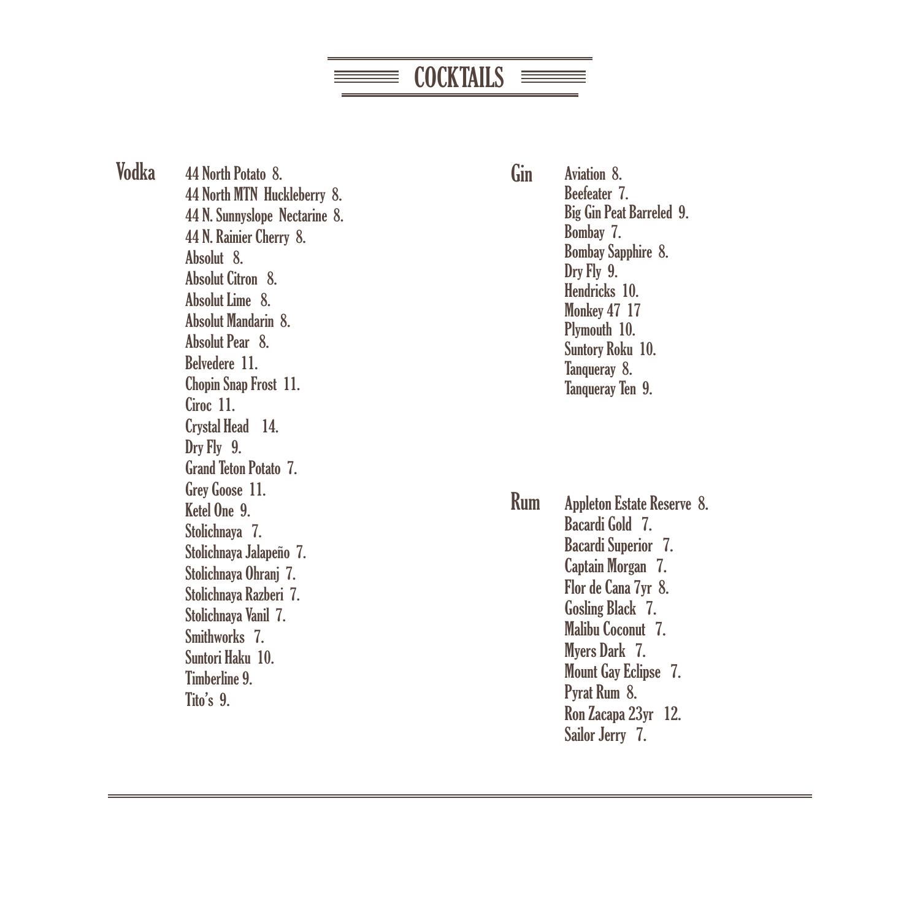# COCKTAILS

## Vodka

44 North Potato 8.
44 North MTN Huckleberry 8.
44 N. Sunnyslope Nectarine 8.
44 N. Rainier Cherry 8.
Absolut 8.
Absolut Citron 8.
Absolut Lime 8.
Absolut Mandarin 8.
Absolut Pear 8.
Belvedere 11.
Chopin Snap Frost 11.
Ciroc 11.
Crystal Head 14.
Dry Fly 9.
Grand Teton Potato 7.
Grey Goose 11.
Ketel One 9.
Stolichnaya 7.
Stolichnaya Jalapeño 7.
Stolichnaya Ohranj 7.
Stolichnaya Razberi 7.
Stolichnaya Vanil 7.
Smithworks 7.
Suntori Haku 10.
Timberline 9.
Tito's 9.

## Gin

Aviation 8.
Beefeater 7.
Big Gin Peat Barreled 9.
Bombay 7.
Bombay Sapphire 8.
Dry Fly 9.
Hendricks 10.
Monkey 47 17
Plymouth 10.
Suntory Roku 10.
Tanqueray 8.
Tanqueray Ten 9.

## Rum

Appleton Estate Reserve 8.
Bacardi Gold 7.
Bacardi Superior 7.
Captain Morgan 7.
Flor de Cana 7yr 8.
Gosling Black 7.
Malibu Coconut 7.
Myers Dark 7.
Mount Gay Eclipse 7.
Pyrat Rum 8.
Ron Zacapa 23yr 12.
Sailor Jerry 7.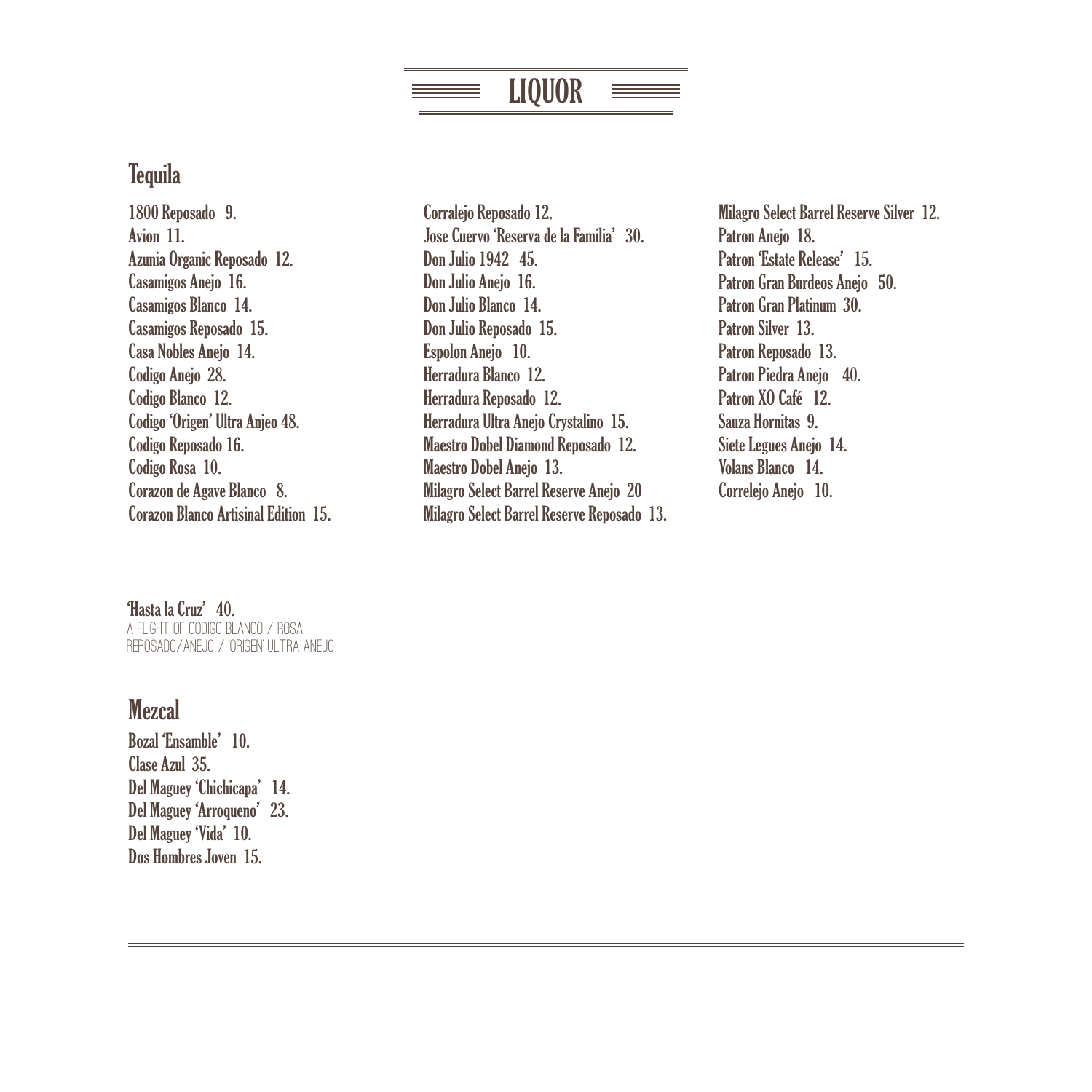# LIQUOR

## Tequila

1800 Reposado 9.
Avion 11.
Azunia Organic Reposado 12.
Casamigos Anejo 16.
Casamigos Blanco 14.
Casamigos Reposado 15.
Casa Nobles Anejo 14.
Codigo Anejo 28.
Codigo Blanco 12.
Codigo 'Origen' Ultra Anjeo 48.
Codigo Reposado 16.
Codigo Rosa 10.
Corazon de Agave Blanco 8.
Corazon Blanco Artisinal Edition 15.

Corralejo Reposado 12.
Jose Cuervo 'Reserva de la Familia' 30.
Don Julio 1942 45.
Don Julio Anejo 16.
Don Julio Blanco 14.
Don Julio Reposado 15.
Espolon Anejo 10.
Herradura Blanco 12.
Herradura Reposado 12.
Herradura Ultra Anejo Crystalino 15.
Maestro Dobel Diamond Reposado 12.
Maestro Dobel Anejo 13.
Milagro Select Barrel Reserve Anejo 20
Milagro Select Barrel Reserve Reposado 13.

Milagro Select Barrel Reserve Silver 12.
Patron Anejo 18.
Patron 'Estate Release' 15.
Patron Gran Burdeos Anejo 50.
Patron Gran Platinum 30.
Patron Silver 13.
Patron Reposado 13.
Patron Piedra Anejo 40.
Patron XO Café 12.
Sauza Hornitas 9.
Siete Legues Anejo 14.
Volans Blanco 14.
Correlejo Anejo 10.

'Hasta la Cruz' 40.
A FLIGHT OF CODIGO BLANCO / ROSA
REPOSADO/ANEJO / 'ORIGEN' ULTRA ANEJO

## Mezcal

Bozal 'Ensamble' 10.
Clase Azul 35.
Del Maguey 'Chichicapa' 14.
Del Maguey 'Arroqueno' 23.
Del Maguey 'Vida' 10.
Dos Hombres Joven 15.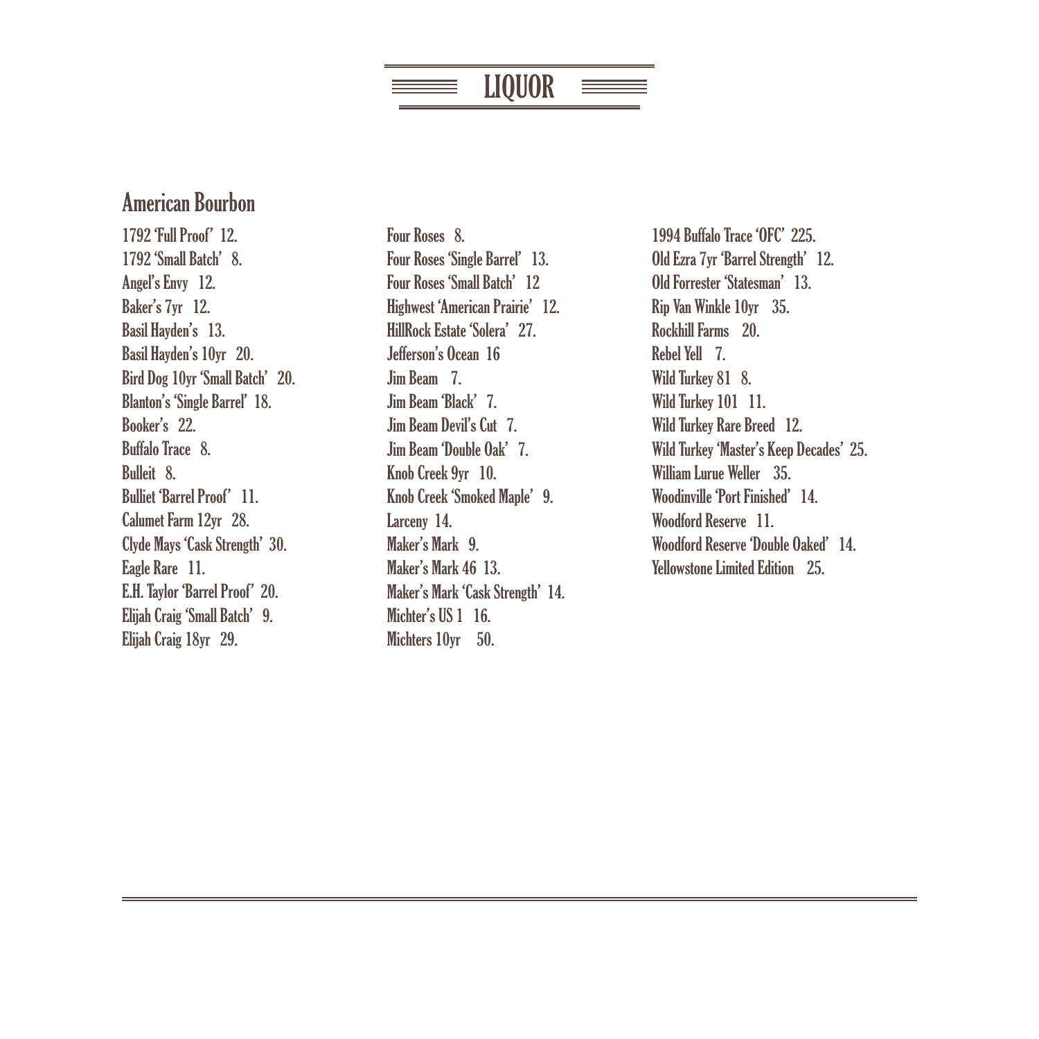# LIQUOR

## American Bourbon

1792 'Full Proof' 12.
1792 'Small Batch' 8.
Angel's Envy 12.
Baker's 7yr 12.
Basil Hayden's 13.
Basil Hayden's 10yr 20.
Bird Dog 10yr 'Small Batch' 20.
Blanton's 'Single Barrel' 18.
Booker's 22.
Buffalo Trace 8.
Bulleit 8.
Bulliet 'Barrel Proof' 11.
Calumet Farm 12yr 28.
Clyde Mays 'Cask Strength' 30.
Eagle Rare 11.
E.H. Taylor 'Barrel Proof' 20.
Elijah Craig 'Small Batch' 9.
Elijah Craig 18yr 29.
Four Roses 8.
Four Roses 'Single Barrel' 13.
Four Roses 'Small Batch' 12
Highwest 'American Prairie' 12.
HillRock Estate 'Solera' 27.
Jefferson's Ocean 16
Jim Beam 7.
Jim Beam 'Black' 7.
Jim Beam Devil's Cut 7.
Jim Beam 'Double Oak' 7.
Knob Creek 9yr 10.
Knob Creek 'Smoked Maple' 9.
Larceny 14.
Maker's Mark 9.
Maker's Mark 46 13.
Maker's Mark 'Cask Strength' 14.
Michter's US 1 16.
Michters 10yr 50.
1994 Buffalo Trace 'OFC' 225.
Old Ezra 7yr 'Barrel Strength' 12.
Old Forrester 'Statesman' 13.
Rip Van Winkle 10yr 35.
Rockhill Farms 20.
Rebel Yell 7.
Wild Turkey 81 8.
Wild Turkey 101 11.
Wild Turkey Rare Breed 12.
Wild Turkey 'Master's Keep Decades' 25.
William Lurue Weller 35.
Woodinville 'Port Finished' 14.
Woodford Reserve 11.
Woodford Reserve 'Double Oaked' 14.
Yellowstone Limited Edition 25.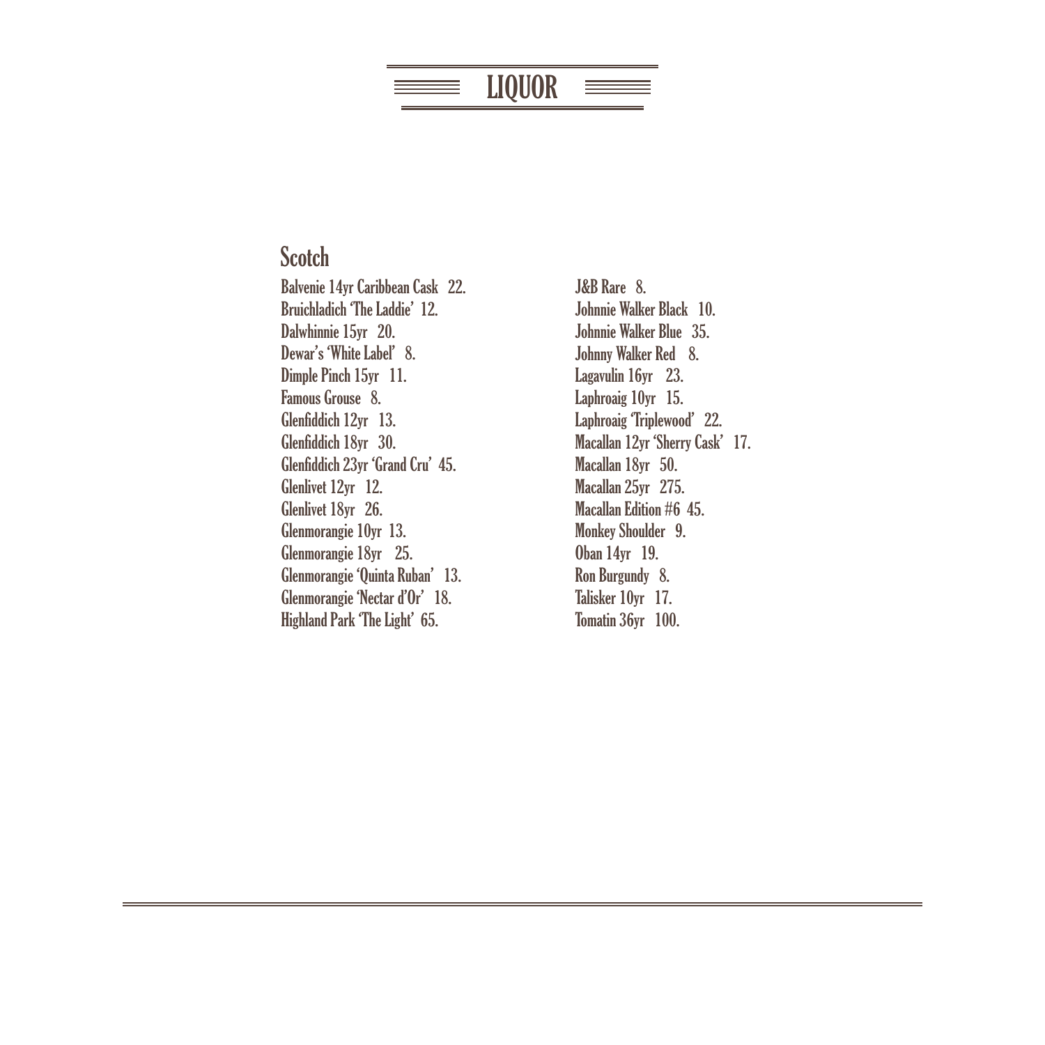# LIQUOR

## Scotch

Balvenie 14yr Caribbean Cask 22.
Bruichladich 'The Laddie' 12.
Dalwhinnie 15yr 20.
Dewar's 'White Label' 8.
Dimple Pinch 15yr 11.
Famous Grouse 8.
Glenfiddich 12yr 13.
Glenfiddich 18yr 30.
Glenfiddich 23yr 'Grand Cru' 45.
Glenlivet 12yr 12.
Glenlivet 18yr 26.
Glenmorangie 10yr 13.
Glenmorangie 18yr 25.
Glenmorangie 'Quinta Ruban' 13.
Glenmorangie 'Nectar d'Or' 18.
Highland Park 'The Light' 65.
J&B Rare 8.
Johnnie Walker Black 10.
Johnnie Walker Blue 35.
Johnny Walker Red 8.
Lagavulin 16yr 23.
Laphroaig 10yr 15.
Laphroaig 'Triplewood' 22.
Macallan 12yr 'Sherry Cask' 17.
Macallan 18yr 50.
Macallan 25yr 275.
Macallan Edition #6 45.
Monkey Shoulder 9.
Oban 14yr 19.
Ron Burgundy 8.
Talisker 10yr 17.
Tomatin 36yr 100.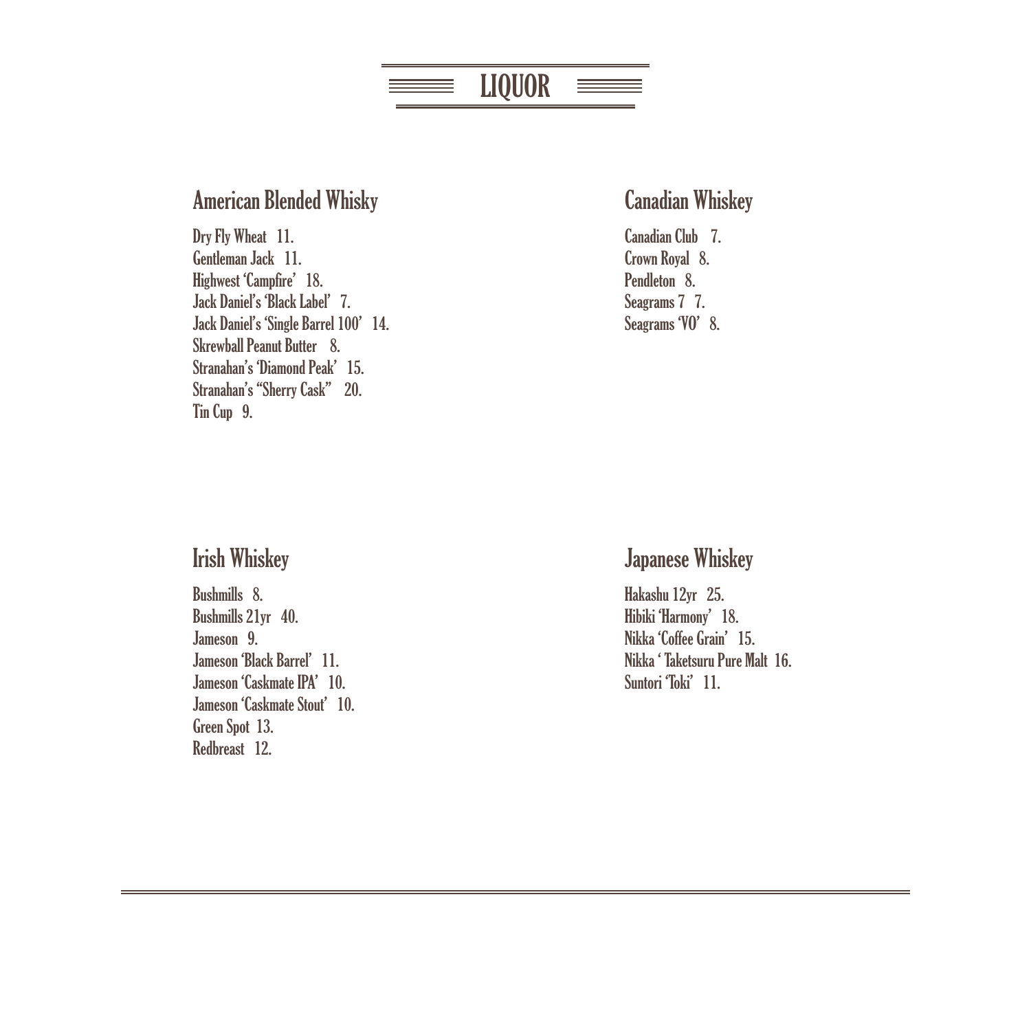# LIQUOR

## American Blended Whisky

Dry Fly Wheat 11.
Gentleman Jack 11.
Highwest 'Campfire' 18.
Jack Daniel's 'Black Label' 7.
Jack Daniel's 'Single Barrel 100' 14.
Skrewball Peanut Butter 8.
Stranahan's 'Diamond Peak' 15.
Stranahan's "Sherry Cask" 20.
Tin Cup 9.

## Canadian Whiskey

Canadian Club 7.
Crown Royal 8.
Pendleton 8.
Seagrams 7 7.
Seagrams 'VO' 8.

## Irish Whiskey

Bushmills 8.
Bushmills 21yr 40.
Jameson 9.
Jameson 'Black Barrel' 11.
Jameson 'Caskmate IPA' 10.
Jameson 'Caskmate Stout' 10.
Green Spot 13.
Redbreast 12.

## Japanese Whiskey

Hakashu 12yr 25.
Hibiki 'Harmony' 18.
Nikka 'Coffee Grain' 15.
Nikka ' Taketsuru Pure Malt 16.
Suntori 'Toki' 11.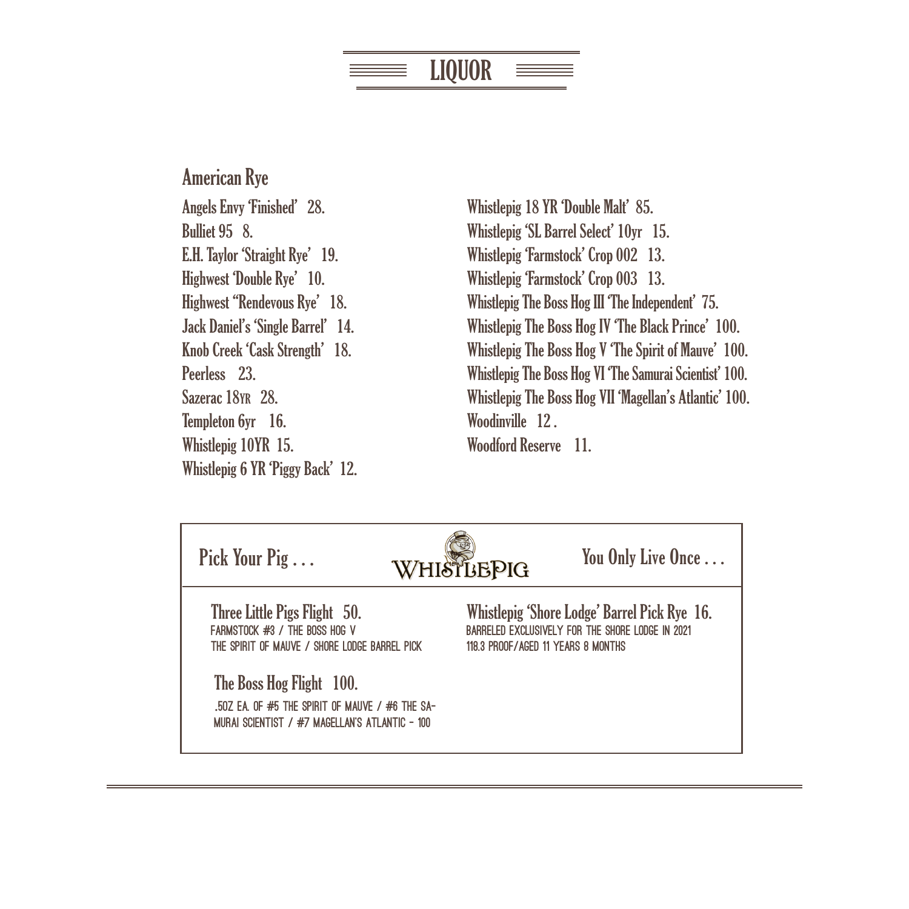# LIQUOR

## American Rye

Angels Envy 'Finished' 28.
Bulliet 95 8.
E.H. Taylor 'Straight Rye' 19.
Highwest 'Double Rye' 10.
Highwest "Rendevous Rye' 18.
Jack Daniel's 'Single Barrel' 14.
Knob Creek 'Cask Strength' 18.
Peerless 23.
Sazerac 18YR 28.
Templeton 6yr 16.
Whistlepig 10YR 15.
Whistlepig 6 YR 'Piggy Back' 12.
Whistlepig 18 YR 'Double Malt' 85.
Whistlepig 'SL Barrel Select' 10yr 15.
Whistlepig 'Farmstock' Crop 002 13.
Whistlepig 'Farmstock' Crop 003 13.
Whistlepig The Boss Hog III 'The Independent' 75.
Whistlepig The Boss Hog IV 'The Black Prince' 100.
Whistlepig The Boss Hog V 'The Spirit of Mauve' 100.
Whistlepig The Boss Hog VI 'The Samurai Scientist' 100.
Whistlepig The Boss Hog VII 'Magellan's Atlantic' 100.
Woodinville 12 .
Woodford Reserve 11.

Pick Your Pig . . . WHISTLEPIG You Only Live Once . . .

**Three Little Pigs Flight 50.**
FARMSTOCK #3 / THE BOSS HOG V
THE SPIRIT OF MAUVE / SHORE LODGE BARREL PICK

**The Boss Hog Flight 100.**
.5OZ EA. OF #5 THE SPIRIT OF MAUVE / #6 THE SAMURAI SCIENTIST / #7 MAGELLAN'S ATLANTIC - 100

**Whistlepig 'Shore Lodge' Barrel Pick Rye 16.**
BARRELED EXCLUSIVELY FOR THE SHORE LODGE IN 2021
118.3 PROOF/AGED 11 YEARS 8 MONTHS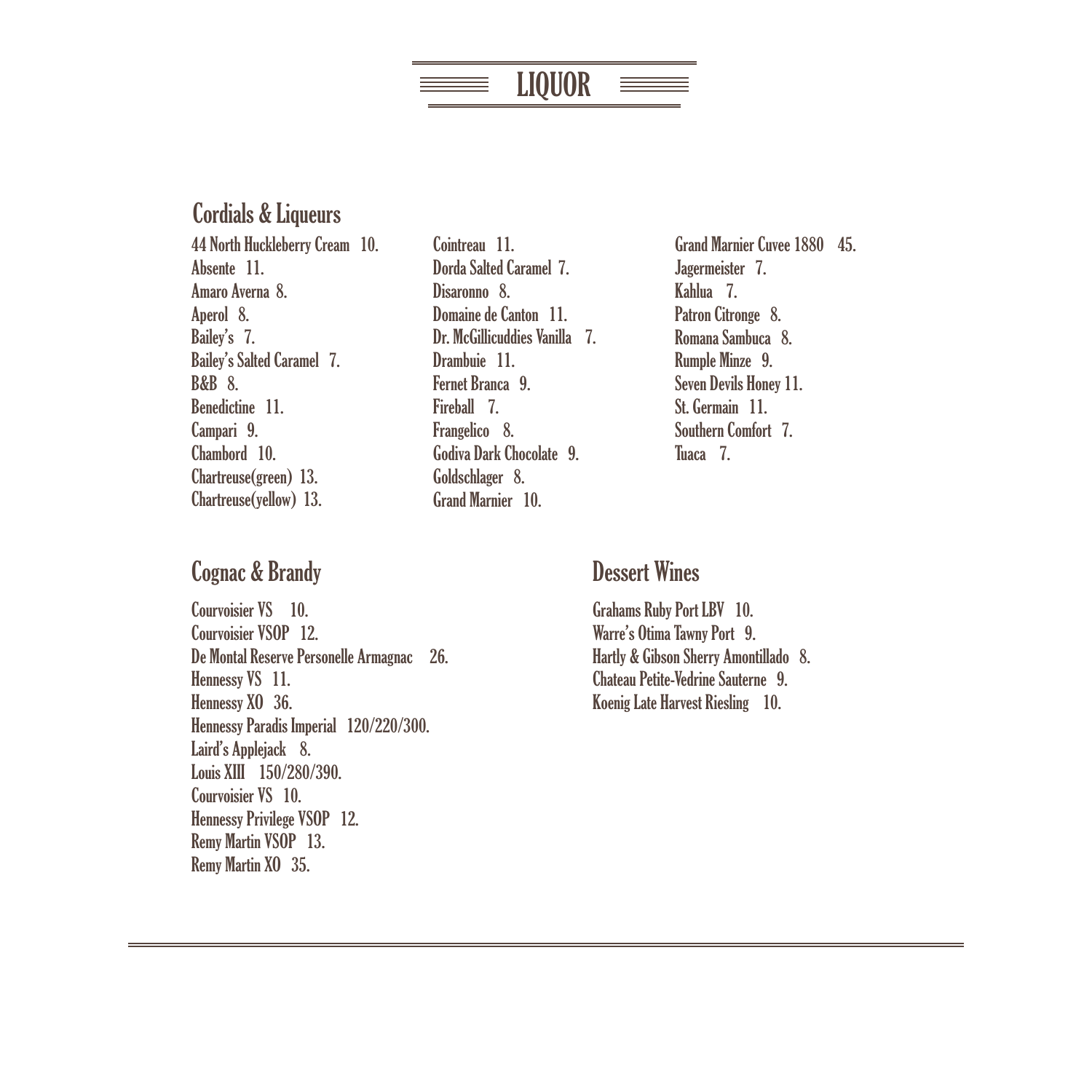# LIQUOR

## Cordials & Liqueurs

44 North Huckleberry Cream 10.
Absente 11.
Amaro Averna 8.
Aperol 8.
Bailey's 7.
Bailey's Salted Caramel 7.
B&B 8.
Benedictine 11.
Campari 9.
Chambord 10.
Chartreuse(green) 13.
Chartreuse(yellow) 13.
Cointreau 11.
Dorda Salted Caramel 7.
Disaronno 8.
Domaine de Canton 11.
Dr. McGillicuddies Vanilla 7.
Drambuie 11.
Fernet Branca 9.
Fireball 7.
Frangelico 8.
Godiva Dark Chocolate 9.
Goldschlager 8.
Grand Marnier 10.
Grand Marnier Cuvee 1880 45.
Jagermeister 7.
Kahlua 7.
Patron Citronge 8.
Romana Sambuca 8.
Rumple Minze 9.
Seven Devils Honey 11.
St. Germain 11.
Southern Comfort 7.
Tuaca 7.

## Cognac & Brandy

Courvoisier VS 10.
Courvoisier VSOP 12.
De Montal Reserve Personelle Armagnac 26.
Hennessy VS 11.
Hennessy XO 36.
Hennessy Paradis Imperial 120/220/300.
Laird's Applejack 8.
Louis XIII 150/280/390.
Courvoisier VS 10.
Hennessy Privilege VSOP 12.
Remy Martin VSOP 13.
Remy Martin XO 35.

## Dessert Wines

Grahams Ruby Port LBV 10.
Warre's Otima Tawny Port 9.
Hartly & Gibson Sherry Amontillado 8.
Chateau Petite-Vedrine Sauterne 9.
Koenig Late Harvest Riesling 10.